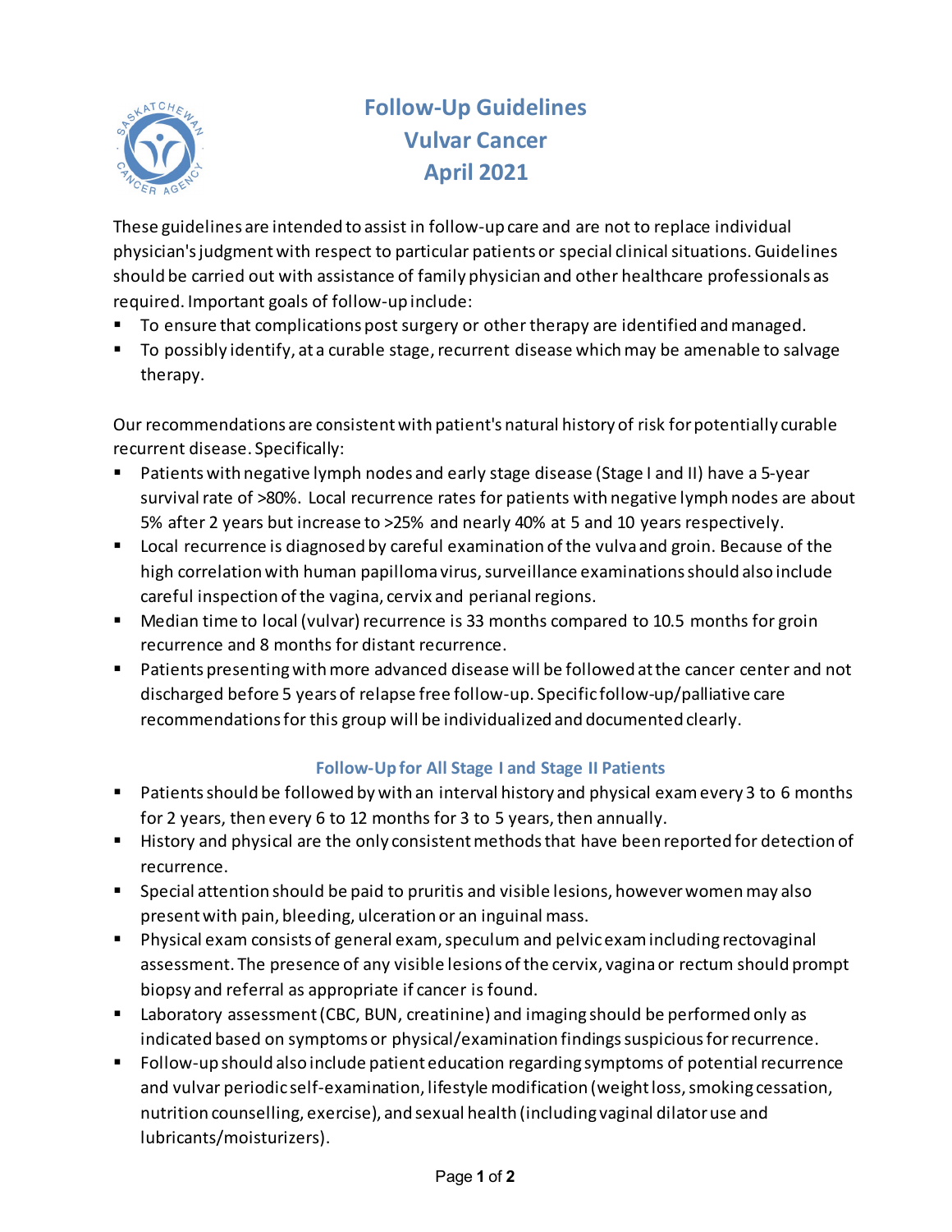# Follow-Up Guidelines
# Vulvar Cancer
# April 2021

These guidelines are intended to assist in follow-up care and are not to replace individual physician's judgment with respect to particular patients or special clinical situations. Guidelines should be carried out with assistance of family physician and other healthcare professionals as required. Important goals of follow-up include:

- To ensure that complications post surgery or other therapy are identified and managed.
- To possibly identify, at a curable stage, recurrent disease which may be amenable to salvage therapy.

Our recommendations are consistent with patient's natural history of risk for potentially curable recurrent disease. Specifically:

- Patients with negative lymph nodes and early stage disease (Stage I and II) have a 5-year survival rate of >80%. Local recurrence rates for patients with negative lymph nodes are about 5% after 2 years but increase to >25% and nearly 40% at 5 and 10 years respectively.
- Local recurrence is diagnosed by careful examination of the vulva and groin. Because of the high correlation with human papilloma virus, surveillance examinations should also include careful inspection of the vagina, cervix and perianal regions.
- Median time to local (vulvar) recurrence is 33 months compared to 10.5 months for groin recurrence and 8 months for distant recurrence.
- Patients presenting with more advanced disease will be followed at the cancer center and not discharged before 5 years of relapse free follow-up. Specific follow-up/palliative care recommendations for this group will be individualized and documented clearly.

## Follow-Up for All Stage I and Stage II Patients

- Patients should be followed by with an interval history and physical exam every 3 to 6 months for 2 years, then every 6 to 12 months for 3 to 5 years, then annually.
- History and physical are the only consistent methods that have been reported for detection of recurrence.
- Special attention should be paid to pruritis and visible lesions, however women may also present with pain, bleeding, ulceration or an inguinal mass.
- Physical exam consists of general exam, speculum and pelvic exam including rectovaginal assessment. The presence of any visible lesions of the cervix, vagina or rectum should prompt biopsy and referral as appropriate if cancer is found.
- Laboratory assessment (CBC, BUN, creatinine) and imaging should be performed only as indicated based on symptoms or physical/examination findings suspicious for recurrence.
- Follow-up should also include patient education regarding symptoms of potential recurrence and vulvar periodic self-examination, lifestyle modification (weight loss, smoking cessation, nutrition counselling, exercise), and sexual health (including vaginal dilator use and lubricants/moisturizers).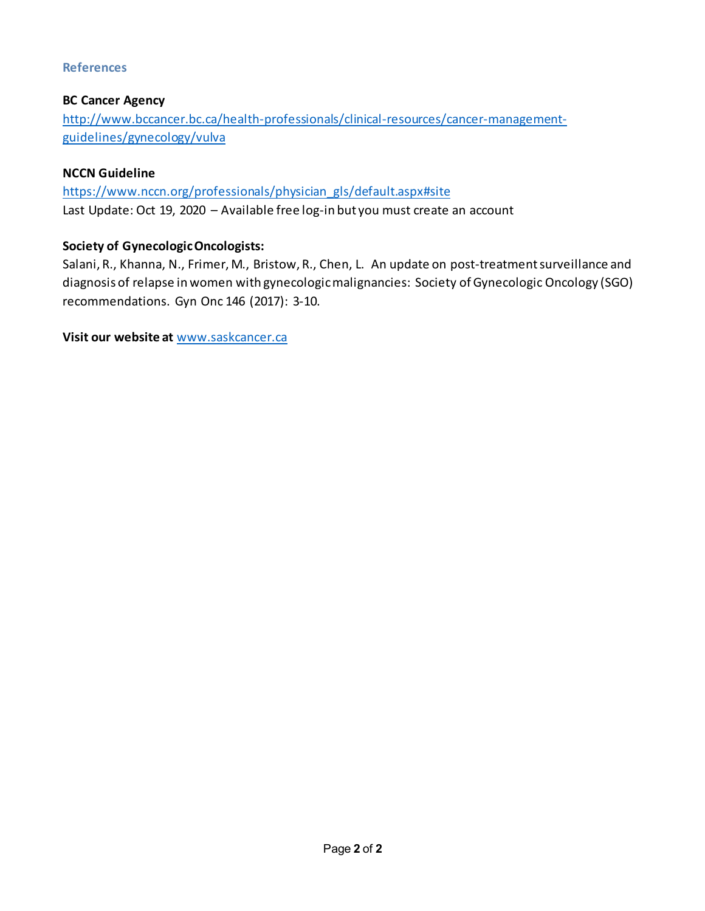## References

**BC Cancer Agency**
[http://www.bccancer.bc.ca/health-professionals/clinical-resources/cancer-management-guidelines/gynecology/vulva](http://www.bccancer.bc.ca/health-professionals/clinical-resources/cancer-management-guidelines/gynecology/vulva)

**NCCN Guideline**
[https://www.nccn.org/professionals/physician_gls/default.aspx#site](https://www.nccn.org/professionals/physician_gls/default.aspx#site)
Last Update: Oct 19, 2020 – Available free log-in but you must create an account

**Society of Gynecologic Oncologists:**
Salani, R., Khanna, N., Frimer, M., Bristow, R., Chen, L. An update on post-treatment surveillance and diagnosis of relapse in women with gynecologic malignancies: Society of Gynecologic Oncology (SGO) recommendations. Gyn Onc 146 (2017): 3-10.

**Visit our website at** [www.saskcancer.ca](http://www.saskcancer.ca)